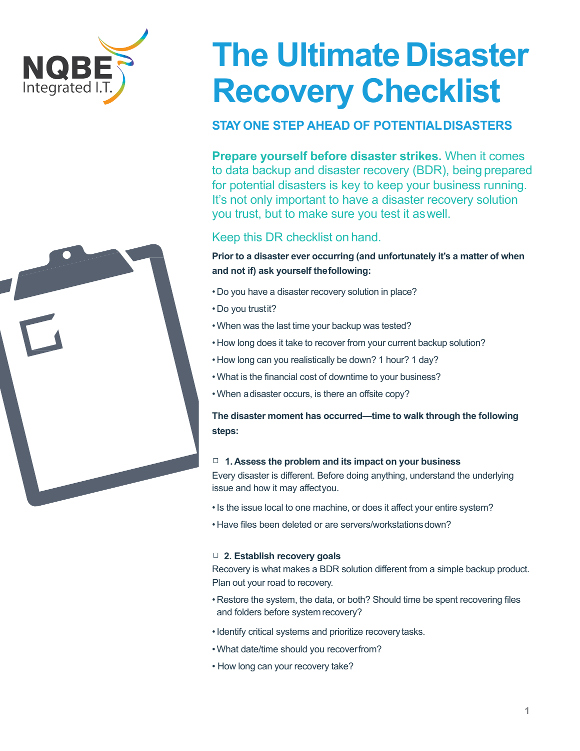# The Ultimate Disaster Recovery Checklist

## STAY ONE STEP AHEAD OF POTENTIAL DISASTERS

**Prepare yourself before disaster strikes.** When it comes to data backup and disaster recovery (BDR), being prepared for potential disasters is key to keep your business running. It's not only important to have a disaster recovery solution you trust, but to make sure you test it as well.

### Keep this DR checklist on hand.

**Prior to a disaster ever occurring (and unfortunately it's a matter of when and not if) ask yourself the following:**

- Do you have a disaster recovery solution in place?
- Do you trust it?
- When was the last time your backup was tested?
- How long does it take to recover from your current backup solution?
- How long can you realistically be down? 1 hour? 1 day?
- What is the financial cost of downtime to your business?
- When a disaster occurs, is there an offsite copy?

**The disaster moment has occurred—time to walk through the following steps:**

☐ **1. Assess the problem and its impact on your business**

Every disaster is different. Before doing anything, understand the underlying issue and how it may affect you.

- Is the issue local to one machine, or does it affect your entire system?
- Have files been deleted or are servers/workstations down?

☐ **2. Establish recovery goals**

Recovery is what makes a BDR solution different from a simple backup product. Plan out your road to recovery.

- Restore the system, the data, or both? Should time be spent recovering files and folders before system recovery?
- Identify critical systems and prioritize recovery tasks.
- What date/time should you recover from?
- How long can your recovery take?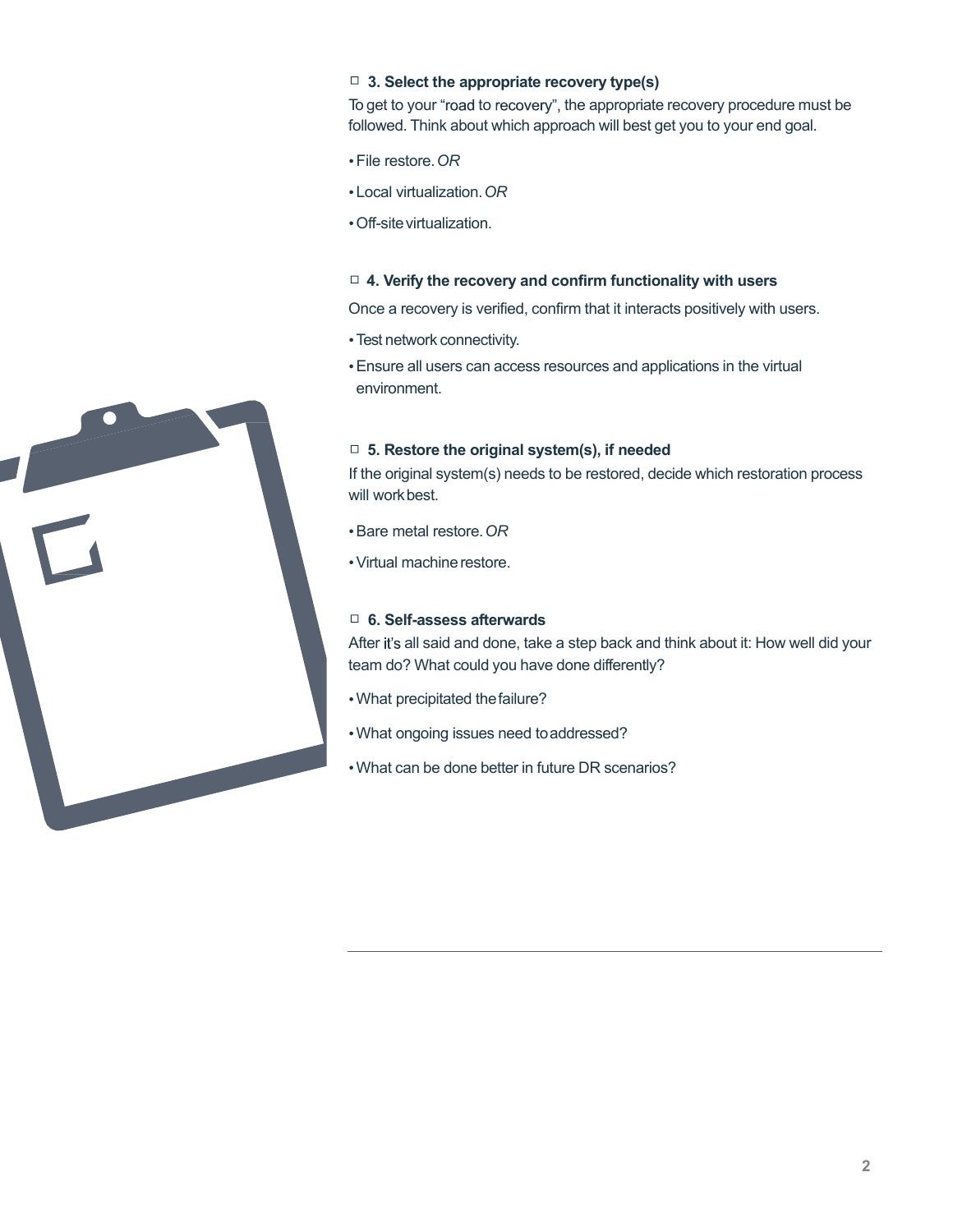### ☐ 3. Select the appropriate recovery type(s)

To get to your "road to recovery", the appropriate recovery procedure must be followed. Think about which approach will best get you to your end goal.

- File restore. *OR*
- Local virtualization. *OR*
- Off-site virtualization.

### ☐ 4. Verify the recovery and confirm functionality with users

Once a recovery is verified, confirm that it interacts positively with users.

- Test network connectivity.
- Ensure all users can access resources and applications in the virtual environment.

### ☐ 5. Restore the original system(s), if needed

If the original system(s) needs to be restored, decide which restoration process will work best.

- Bare metal restore. *OR*
- Virtual machine restore.

### ☐ 6. Self-assess afterwards

After it's all said and done, take a step back and think about it: How well did your team do? What could you have done differently?

- What precipitated the failure?
- What ongoing issues need to addressed?
- What can be done better in future DR scenarios?